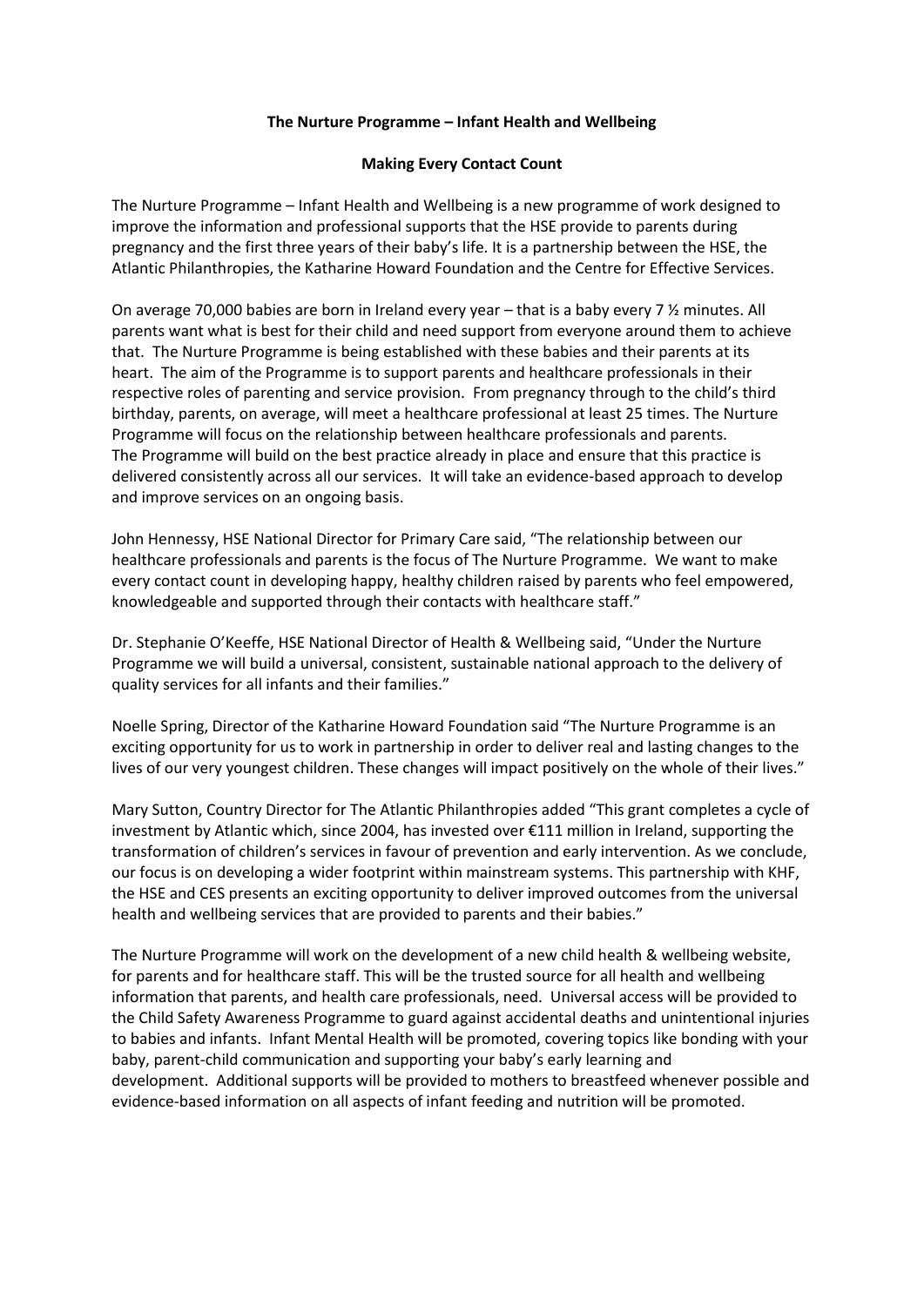**The Nurture Programme – Infant Health and Wellbeing**

**Making Every Contact Count**

The Nurture Programme – Infant Health and Wellbeing is a new programme of work designed to improve the information and professional supports that the HSE provide to parents during pregnancy and the first three years of their baby's life. It is a partnership between the HSE, the Atlantic Philanthropies, the Katharine Howard Foundation and the Centre for Effective Services.

On average 70,000 babies are born in Ireland every year – that is a baby every 7 ½ minutes. All parents want what is best for their child and need support from everyone around them to achieve that. The Nurture Programme is being established with these babies and their parents at its heart. The aim of the Programme is to support parents and healthcare professionals in their respective roles of parenting and service provision. From pregnancy through to the child's third birthday, parents, on average, will meet a healthcare professional at least 25 times. The Nurture Programme will focus on the relationship between healthcare professionals and parents. The Programme will build on the best practice already in place and ensure that this practice is delivered consistently across all our services. It will take an evidence-based approach to develop and improve services on an ongoing basis.

John Hennessy, HSE National Director for Primary Care said, "The relationship between our healthcare professionals and parents is the focus of The Nurture Programme. We want to make every contact count in developing happy, healthy children raised by parents who feel empowered, knowledgeable and supported through their contacts with healthcare staff."

Dr. Stephanie O'Keeffe, HSE National Director of Health & Wellbeing said, "Under the Nurture Programme we will build a universal, consistent, sustainable national approach to the delivery of quality services for all infants and their families."

Noelle Spring, Director of the Katharine Howard Foundation said "The Nurture Programme is an exciting opportunity for us to work in partnership in order to deliver real and lasting changes to the lives of our very youngest children. These changes will impact positively on the whole of their lives."

Mary Sutton, Country Director for The Atlantic Philanthropies added "This grant completes a cycle of investment by Atlantic which, since 2004, has invested over €111 million in Ireland, supporting the transformation of children's services in favour of prevention and early intervention. As we conclude, our focus is on developing a wider footprint within mainstream systems. This partnership with KHF, the HSE and CES presents an exciting opportunity to deliver improved outcomes from the universal health and wellbeing services that are provided to parents and their babies."

The Nurture Programme will work on the development of a new child health & wellbeing website, for parents and for healthcare staff. This will be the trusted source for all health and wellbeing information that parents, and health care professionals, need. Universal access will be provided to the Child Safety Awareness Programme to guard against accidental deaths and unintentional injuries to babies and infants. Infant Mental Health will be promoted, covering topics like bonding with your baby, parent-child communication and supporting your baby's early learning and development. Additional supports will be provided to mothers to breastfeed whenever possible and evidence-based information on all aspects of infant feeding and nutrition will be promoted.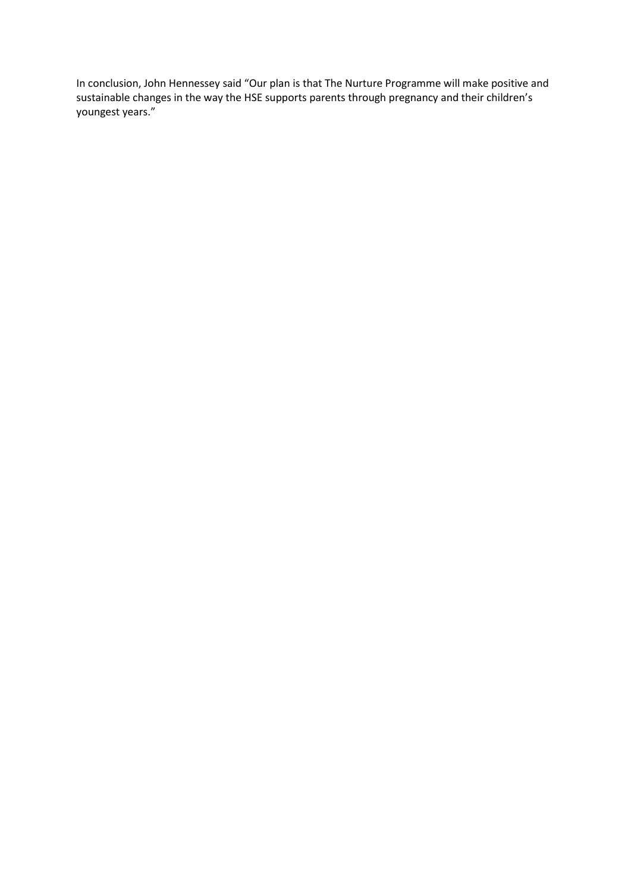In conclusion, John Hennessey said "Our plan is that The Nurture Programme will make positive and sustainable changes in the way the HSE supports parents through pregnancy and their children's youngest years."